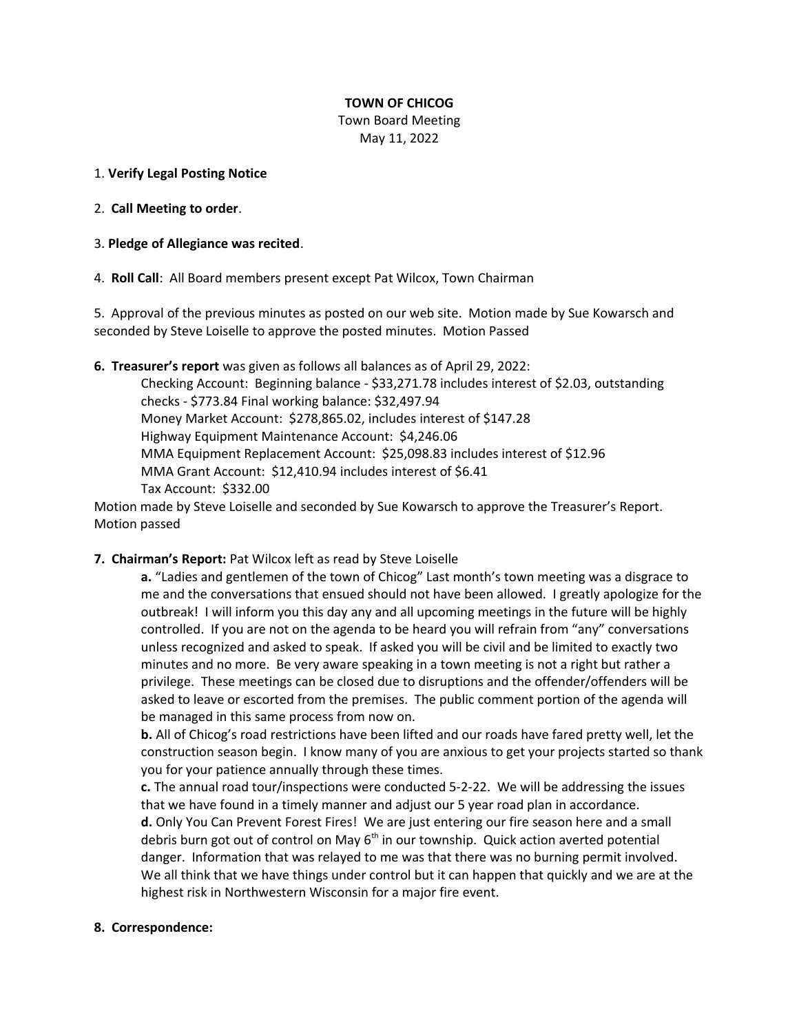**TOWN OF CHICOG**
Town Board Meeting
May 11, 2022

1. **Verify Legal Posting Notice**

2. **Call Meeting to order**.

3. **Pledge of Allegiance was recited**.

4. **Roll Call**: All Board members present except Pat Wilcox, Town Chairman

5. Approval of the previous minutes as posted on our web site. Motion made by Sue Kowarsch and seconded by Steve Loiselle to approve the posted minutes. Motion Passed

**6. Treasurer's report** was given as follows all balances as of April 29, 2022:

Checking Account: Beginning balance - $33,271.78 includes interest of $2.03, outstanding checks - $773.84 Final working balance: $32,497.94
Money Market Account: $278,865.02, includes interest of $147.28
Highway Equipment Maintenance Account: $4,246.06
MMA Equipment Replacement Account: $25,098.83 includes interest of $12.96
MMA Grant Account: $12,410.94 includes interest of $6.41
Tax Account: $332.00

Motion made by Steve Loiselle and seconded by Sue Kowarsch to approve the Treasurer's Report. Motion passed

**7. Chairman's Report:** Pat Wilcox left as read by Steve Loiselle

**a.** "Ladies and gentlemen of the town of Chicog" Last month's town meeting was a disgrace to me and the conversations that ensued should not have been allowed. I greatly apologize for the outbreak! I will inform you this day any and all upcoming meetings in the future will be highly controlled. If you are not on the agenda to be heard you will refrain from "any" conversations unless recognized and asked to speak. If asked you will be civil and be limited to exactly two minutes and no more. Be very aware speaking in a town meeting is not a right but rather a privilege. These meetings can be closed due to disruptions and the offender/offenders will be asked to leave or escorted from the premises. The public comment portion of the agenda will be managed in this same process from now on.

**b.** All of Chicog's road restrictions have been lifted and our roads have fared pretty well, let the construction season begin. I know many of you are anxious to get your projects started so thank you for your patience annually through these times.

**c.** The annual road tour/inspections were conducted 5-2-22. We will be addressing the issues that we have found in a timely manner and adjust our 5 year road plan in accordance.

**d.** Only You Can Prevent Forest Fires! We are just entering our fire season here and a small debris burn got out of control on May 6th in our township. Quick action averted potential danger. Information that was relayed to me was that there was no burning permit involved. We all think that we have things under control but it can happen that quickly and we are at the highest risk in Northwestern Wisconsin for a major fire event.

**8. Correspondence:**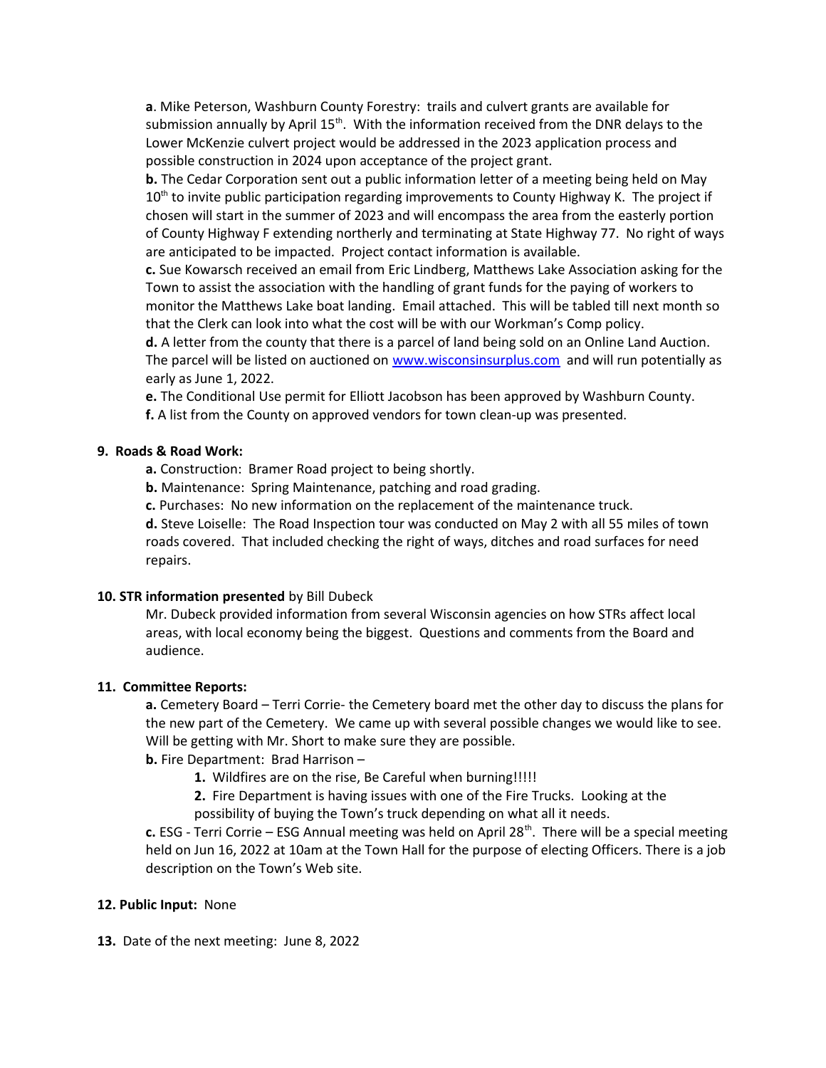**a**. Mike Peterson, Washburn County Forestry: trails and culvert grants are available for submission annually by April 15th. With the information received from the DNR delays to the Lower McKenzie culvert project would be addressed in the 2023 application process and possible construction in 2024 upon acceptance of the project grant.

**b.** The Cedar Corporation sent out a public information letter of a meeting being held on May 10th to invite public participation regarding improvements to County Highway K. The project if chosen will start in the summer of 2023 and will encompass the area from the easterly portion of County Highway F extending northerly and terminating at State Highway 77. No right of ways are anticipated to be impacted. Project contact information is available.

**c.** Sue Kowarsch received an email from Eric Lindberg, Matthews Lake Association asking for the Town to assist the association with the handling of grant funds for the paying of workers to monitor the Matthews Lake boat landing. Email attached. This will be tabled till next month so that the Clerk can look into what the cost will be with our Workman's Comp policy.

**d.** A letter from the county that there is a parcel of land being sold on an Online Land Auction. The parcel will be listed on auctioned on www.wisconsinsurplus.com and will run potentially as early as June 1, 2022.

**e.** The Conditional Use permit for Elliott Jacobson has been approved by Washburn County.

**f.** A list from the County on approved vendors for town clean-up was presented.

**9. Roads & Road Work:**

**a.** Construction: Bramer Road project to being shortly.

**b.** Maintenance: Spring Maintenance, patching and road grading.

**c.** Purchases: No new information on the replacement of the maintenance truck.

**d.** Steve Loiselle: The Road Inspection tour was conducted on May 2 with all 55 miles of town roads covered. That included checking the right of ways, ditches and road surfaces for need repairs.

**10. STR information presented** by Bill Dubeck

Mr. Dubeck provided information from several Wisconsin agencies on how STRs affect local areas, with local economy being the biggest. Questions and comments from the Board and audience.

**11. Committee Reports:**

**a.** Cemetery Board – Terri Corrie- the Cemetery board met the other day to discuss the plans for the new part of the Cemetery. We came up with several possible changes we would like to see. Will be getting with Mr. Short to make sure they are possible.

**b.** Fire Department: Brad Harrison –

1. Wildfires are on the rise, Be Careful when burning!!!!!
2. Fire Department is having issues with one of the Fire Trucks. Looking at the possibility of buying the Town's truck depending on what all it needs.

**c.** ESG - Terri Corrie – ESG Annual meeting was held on April 28th. There will be a special meeting held on Jun 16, 2022 at 10am at the Town Hall for the purpose of electing Officers. There is a job description on the Town's Web site.

**12. Public Input:** None

**13.** Date of the next meeting: June 8, 2022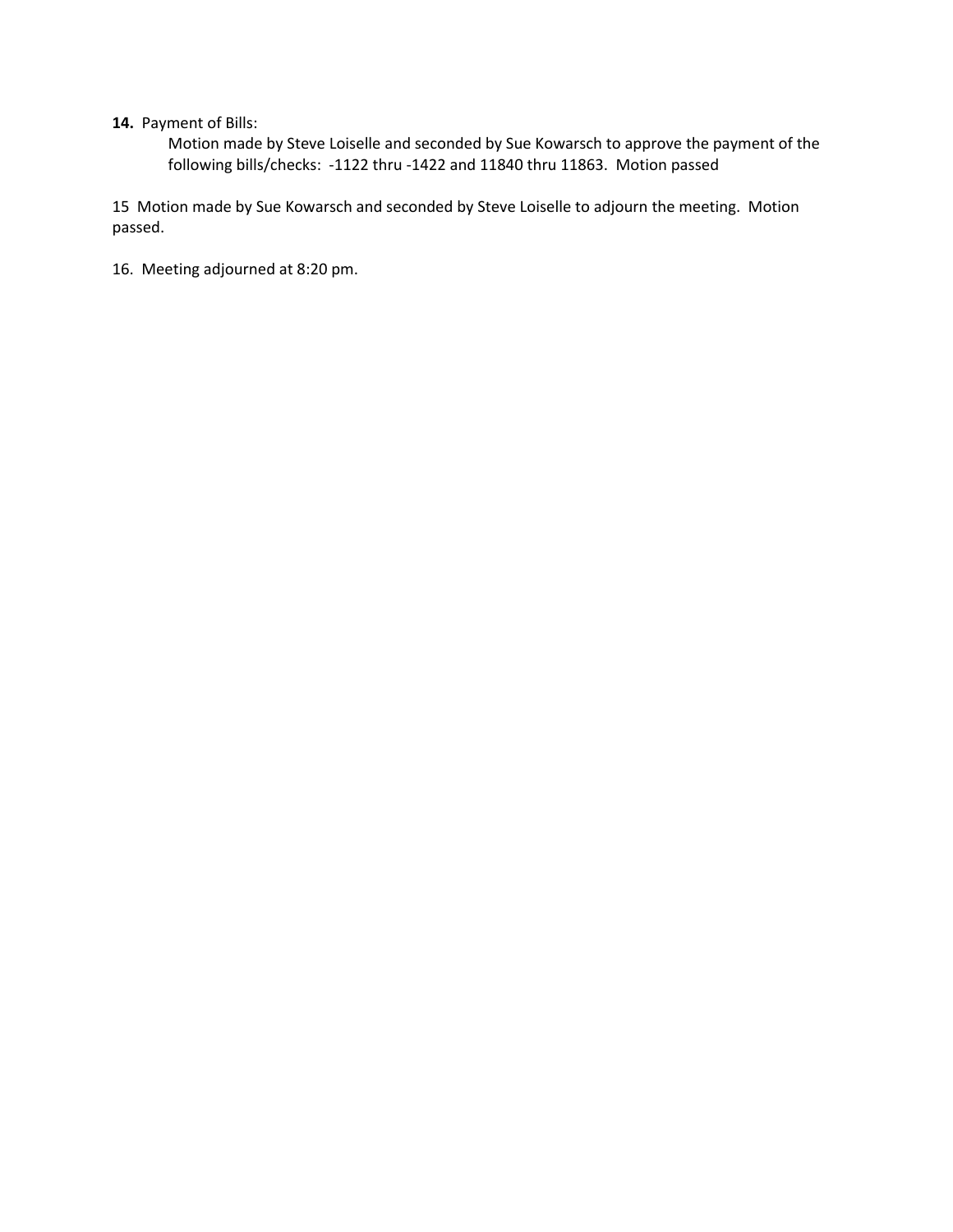**14.** Payment of Bills:

Motion made by Steve Loiselle and seconded by Sue Kowarsch to approve the payment of the following bills/checks: -1122 thru -1422 and 11840 thru 11863. Motion passed

15 Motion made by Sue Kowarsch and seconded by Steve Loiselle to adjourn the meeting. Motion passed.

16. Meeting adjourned at 8:20 pm.